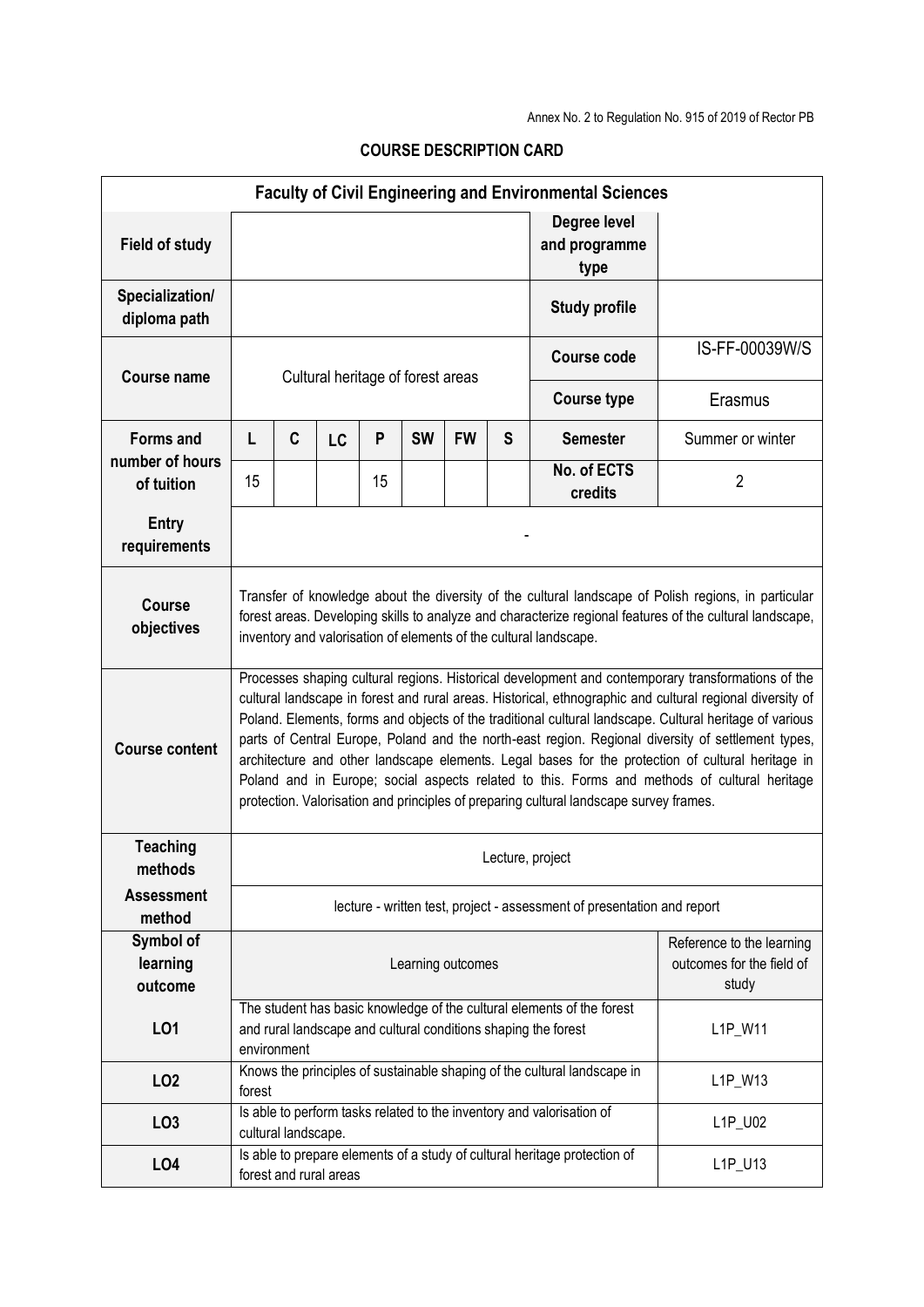Annex No. 2 to Regulation No. 915 of 2019 of Rector PB

## COURSE DESCRIPTION CARD

| Faculty of Civil Engineering and Environmental Sciences | | | | | | | | | |
|---|---|---|---|---|---|---|---|---|---|
| **Field of study** | | | | | | | | **Degree level and programme type** | |
| **Specialization/ diploma path** | | | | | | | | **Study profile** | |
| **Course name** | Cultural heritage of forest areas | | | | | | | **Course code** | IS-FF-00039W/S |
| | | | | | | | | **Course type** | Erasmus |
| **Forms and number of hours of tuition** | L | C | LC | P | SW | FW | S | **Semester** | Summer or winter |
| | 15 | | | 15 | | | | **No. of ECTS credits** | 2 |
| **Entry requirements** | - | | | | | | | | |
| **Course objectives** | Transfer of knowledge about the diversity of the cultural landscape of Polish regions, in particular forest areas. Developing skills to analyze and characterize regional features of the cultural landscape, inventory and valorisation of elements of the cultural landscape. | | | | | | | | |
| **Course content** | Processes shaping cultural regions. Historical development and contemporary transformations of the cultural landscape in forest and rural areas. Historical, ethnographic and cultural regional diversity of Poland. Elements, forms and objects of the traditional cultural landscape. Cultural heritage of various parts of Central Europe, Poland and the north-east region. Regional diversity of settlement types, architecture and other landscape elements. Legal bases for the protection of cultural heritage in Poland and in Europe; social aspects related to this. Forms and methods of cultural heritage protection. Valorisation and principles of preparing cultural landscape survey frames. | | | | | | | | |
| **Teaching methods** | Lecture, project | | | | | | | | |
| **Assessment method** | lecture - written test, project - assessment of presentation and report | | | | | | | | |
| **Symbol of learning outcome** | Learning outcomes | | | | | | | | Reference to the learning outcomes for the field of study |
| **LO1** | The student has basic knowledge of the cultural elements of the forest and rural landscape and cultural conditions shaping the forest environment | | | | | | | | L1P_W11 |
| **LO2** | Knows the principles of sustainable shaping of the cultural landscape in forest | | | | | | | | L1P_W13 |
| **LO3** | Is able to perform tasks related to the inventory and valorisation of cultural landscape. | | | | | | | | L1P_U02 |
| **LO4** | Is able to prepare elements of a study of cultural heritage protection of forest and rural areas | | | | | | | | L1P_U13 |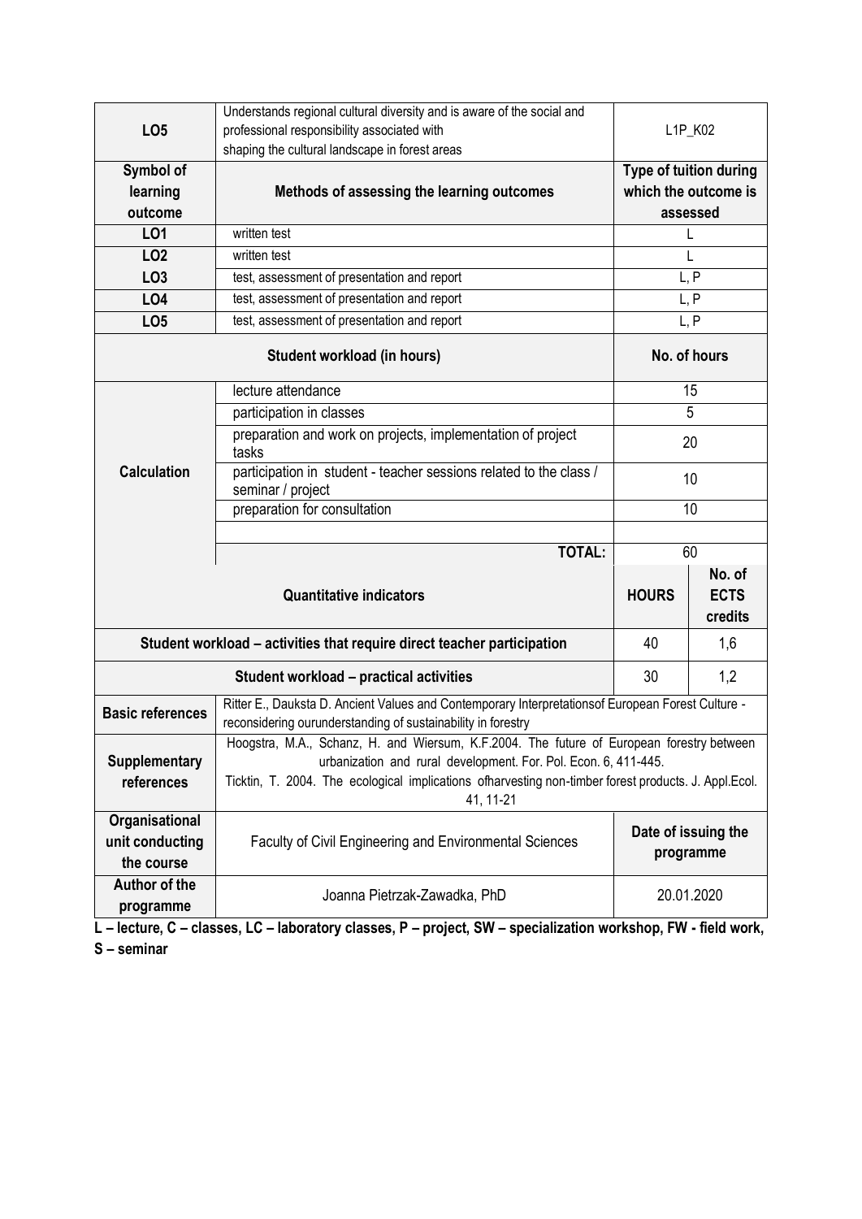| | | | |
|---|---|---|---|
| **LO5** | Understands regional cultural diversity and is aware of the social and professional responsibility associated with shaping the cultural landscape in forest areas | L1P_K02 | |
| **Symbol of learning outcome** | **Methods of assessing the learning outcomes** | **Type of tuition during which the outcome is assessed** | |
| **LO1** | written test | L | |
| **LO2** | written test | L | |
| **LO3** | test, assessment of presentation and report | L, P | |
| **LO4** | test, assessment of presentation and report | L, P | |
| **LO5** | test, assessment of presentation and report | L, P | |
| **Student workload (in hours)** | | **No. of hours** | |
| **Calculation** | lecture attendance | 15 | |
| | participation in classes | 5 | |
| | preparation and work on projects, implementation of project tasks | 20 | |
| | participation in student - teacher sessions related to the class / seminar / project | 10 | |
| | preparation for consultation | 10 | |
| | | | |
| | **TOTAL:** | 60 | |
| **Quantitative indicators** | | **HOURS** | **No. of ECTS credits** |
| **Student workload – activities that require direct teacher participation** | | 40 | 1,6 |
| **Student workload – practical activities** | | 30 | 1,2 |
| **Basic references** | Ritter E., Dauksta D. Ancient Values and Contemporary Interpretationsof European Forest Culture - reconsidering ourunderstanding of sustainability in forestry | | |
| **Supplementary references** | Hoogstra, M.A., Schanz, H. and Wiersum, K.F.2004. The future of European forestry between urbanization and rural development. For. Pol. Econ. 6, 411-445.<br>Ticktin, T. 2004. The ecological implications ofharvesting non-timber forest products. J. Appl.Ecol. 41, 11-21 | | |
| **Organisational unit conducting the course** | Faculty of Civil Engineering and Environmental Sciences | **Date of issuing the programme** | |
| **Author of the programme** | Joanna Pietrzak-Zawadka, PhD | 20.01.2020 | |

**L – lecture, C – classes, LC – laboratory classes, P – project, SW – specialization workshop, FW - field work, S – seminar**